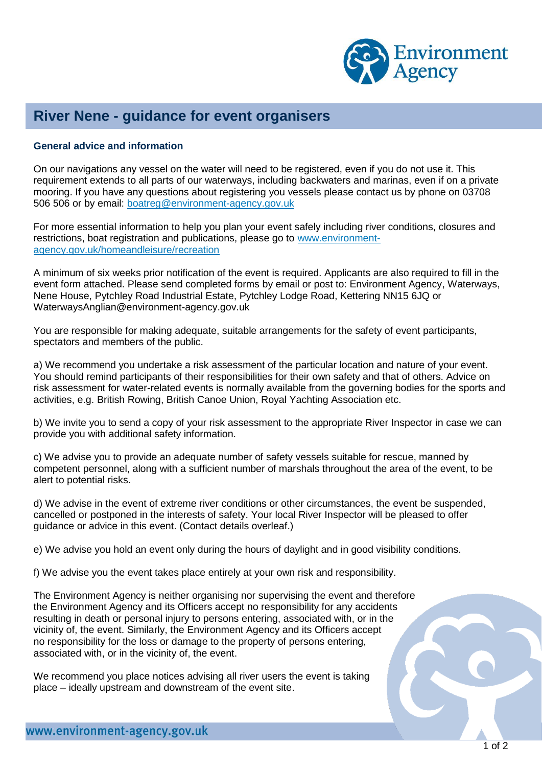# River Nene - guidance for event organisers

### General advice and information

On our navigations any vessel on the water will need to be registered, even if you do not use it. This requirement extends to all parts of our waterways, including backwaters and marinas, even if on a private mooring. If you have any questions about registering you vessels please contact us by phone on 03708 506 506 or by email: boatreg@environment-agency.gov.uk

For more essential information to help you plan your event safely including river conditions, closures and restrictions, boat registration and publications, please go to www.environment-agency.gov.uk/homeandleisure/recreation

A minimum of six weeks prior notification of the event is required. Applicants are also required to fill in the event form attached. Please send completed forms by email or post to: Environment Agency, Waterways, Nene House, Pytchley Road Industrial Estate, Pytchley Lodge Road, Kettering NN15 6JQ or WaterwaysAnglian@environment-agency.gov.uk

You are responsible for making adequate, suitable arrangements for the safety of event participants, spectators and members of the public.

a) We recommend you undertake a risk assessment of the particular location and nature of your event. You should remind participants of their responsibilities for their own safety and that of others. Advice on risk assessment for water-related events is normally available from the governing bodies for the sports and activities, e.g. British Rowing, British Canoe Union, Royal Yachting Association etc.

b) We invite you to send a copy of your risk assessment to the appropriate River Inspector in case we can provide you with additional safety information.

c) We advise you to provide an adequate number of safety vessels suitable for rescue, manned by competent personnel, along with a sufficient number of marshals throughout the area of the event, to be alert to potential risks.

d) We advise in the event of extreme river conditions or other circumstances, the event be suspended, cancelled or postponed in the interests of safety. Your local River Inspector will be pleased to offer guidance or advice in this event. (Contact details overleaf.)

e) We advise you hold an event only during the hours of daylight and in good visibility conditions.

f) We advise you the event takes place entirely at your own risk and responsibility.

The Environment Agency is neither organising nor supervising the event and therefore the Environment Agency and its Officers accept no responsibility for any accidents resulting in death or personal injury to persons entering, associated with, or in the vicinity of, the event. Similarly, the Environment Agency and its Officers accept no responsibility for the loss or damage to the property of persons entering, associated with, or in the vicinity of, the event.

We recommend you place notices advising all river users the event is taking place – ideally upstream and downstream of the event site.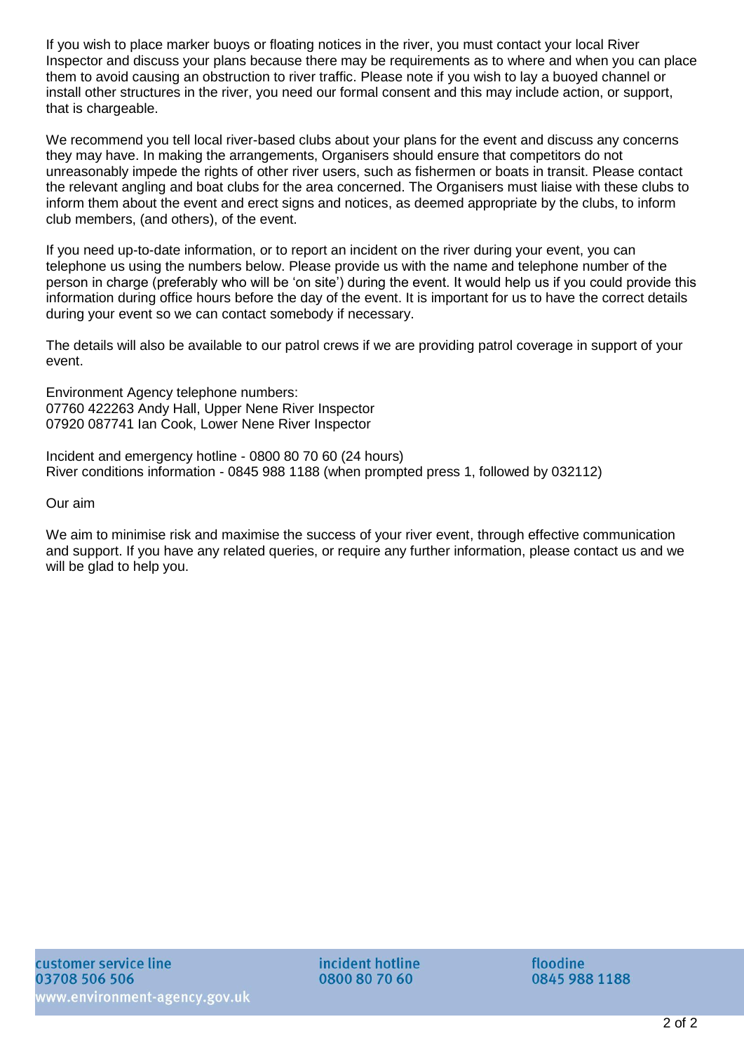If you wish to place marker buoys or floating notices in the river, you must contact your local River Inspector and discuss your plans because there may be requirements as to where and when you can place them to avoid causing an obstruction to river traffic. Please note if you wish to lay a buoyed channel or install other structures in the river, you need our formal consent and this may include action, or support, that is chargeable.

We recommend you tell local river-based clubs about your plans for the event and discuss any concerns they may have. In making the arrangements, Organisers should ensure that competitors do not unreasonably impede the rights of other river users, such as fishermen or boats in transit. Please contact the relevant angling and boat clubs for the area concerned. The Organisers must liaise with these clubs to inform them about the event and erect signs and notices, as deemed appropriate by the clubs, to inform club members, (and others), of the event.

If you need up-to-date information, or to report an incident on the river during your event, you can telephone us using the numbers below. Please provide us with the name and telephone number of the person in charge (preferably who will be 'on site') during the event. It would help us if you could provide this information during office hours before the day of the event. It is important for us to have the correct details during your event so we can contact somebody if necessary.

The details will also be available to our patrol crews if we are providing patrol coverage in support of your event.

Environment Agency telephone numbers:
07760 422263 Andy Hall, Upper Nene River Inspector
07920 087741 Ian Cook, Lower Nene River Inspector

Incident and emergency hotline - 0800 80 70 60 (24 hours)
River conditions information - 0845 988 1188 (when prompted press 1, followed by 032112)

## Our aim

We aim to minimise risk and maximise the success of your river event, through effective communication and support. If you have any related queries, or require any further information, please contact us and we will be glad to help you.

**customer service line**
**03708 506 506**
**www.environment-agency.gov.uk**

**incident hotline**
**0800 80 70 60**

**floodine**
**0845 988 1188**